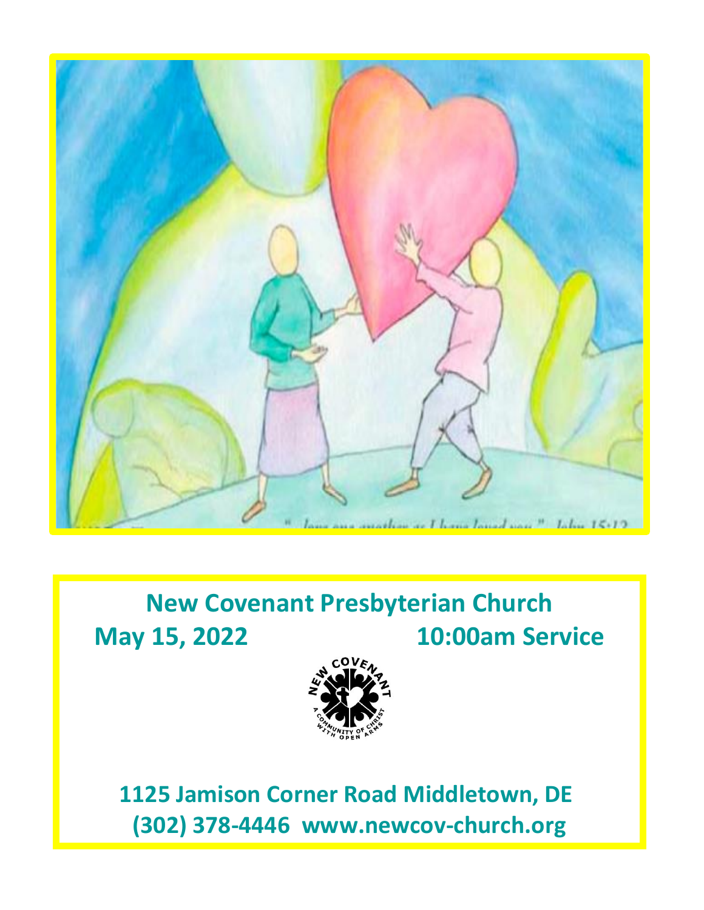# New Covenant Presbyterian Church

**May 15, 2022 10:00am Service**

**1125 Jamison Corner Road Middletown, DE**
**(302) 378-4446 www.newcov-church.org**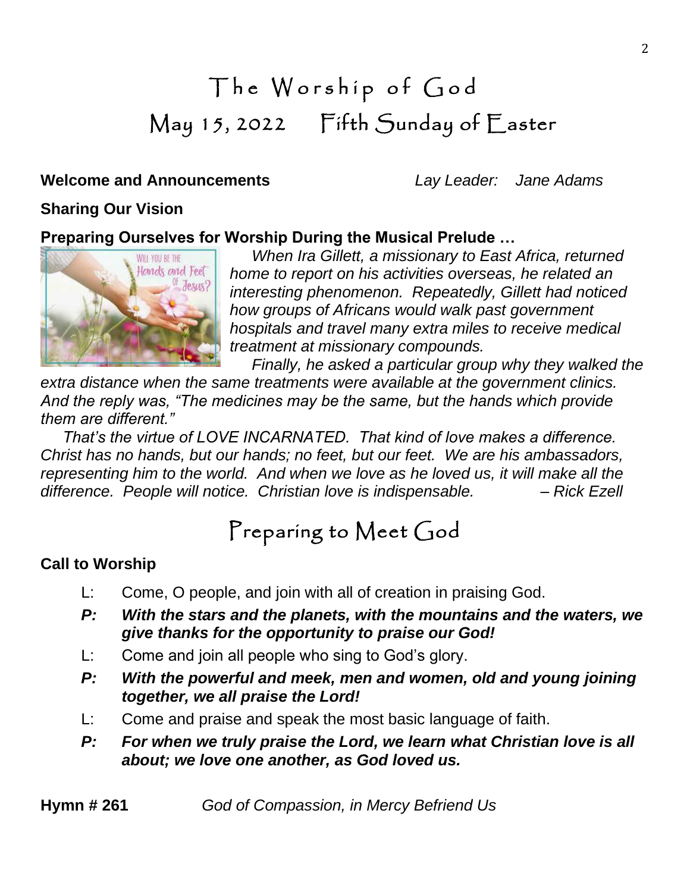# The Worship of God

## May 15, 2022 Fifth Sunday of Easter

**Welcome and Announcements** *Lay Leader: Jane Adams*

**Sharing Our Vision**

**Preparing Ourselves for Worship During the Musical Prelude …**

*When Ira Gillett, a missionary to East Africa, returned home to report on his activities overseas, he related an interesting phenomenon. Repeatedly, Gillett had noticed how groups of Africans would walk past government hospitals and travel many extra miles to receive medical treatment at missionary compounds.*

*Finally, he asked a particular group why they walked the extra distance when the same treatments were available at the government clinics. And the reply was, "The medicines may be the same, but the hands which provide them are different."*

*That's the virtue of LOVE INCARNATED. That kind of love makes a difference. Christ has no hands, but our hands; no feet, but our feet. We are his ambassadors, representing him to the world. And when we love as he loved us, it will make all the difference. People will notice. Christian love is indispensable. – Rick Ezell*

## Preparing to Meet God

**Call to Worship**

L: Come, O people, and join with all of creation in praising God.

***P: With the stars and the planets, with the mountains and the waters, we give thanks for the opportunity to praise our God!***

L: Come and join all people who sing to God's glory.

***P: With the powerful and meek, men and women, old and young joining together, we all praise the Lord!***

L: Come and praise and speak the most basic language of faith.

***P: For when we truly praise the Lord, we learn what Christian love is all about; we love one another, as God loved us.***

**Hymn # 261** *God of Compassion, in Mercy Befriend Us*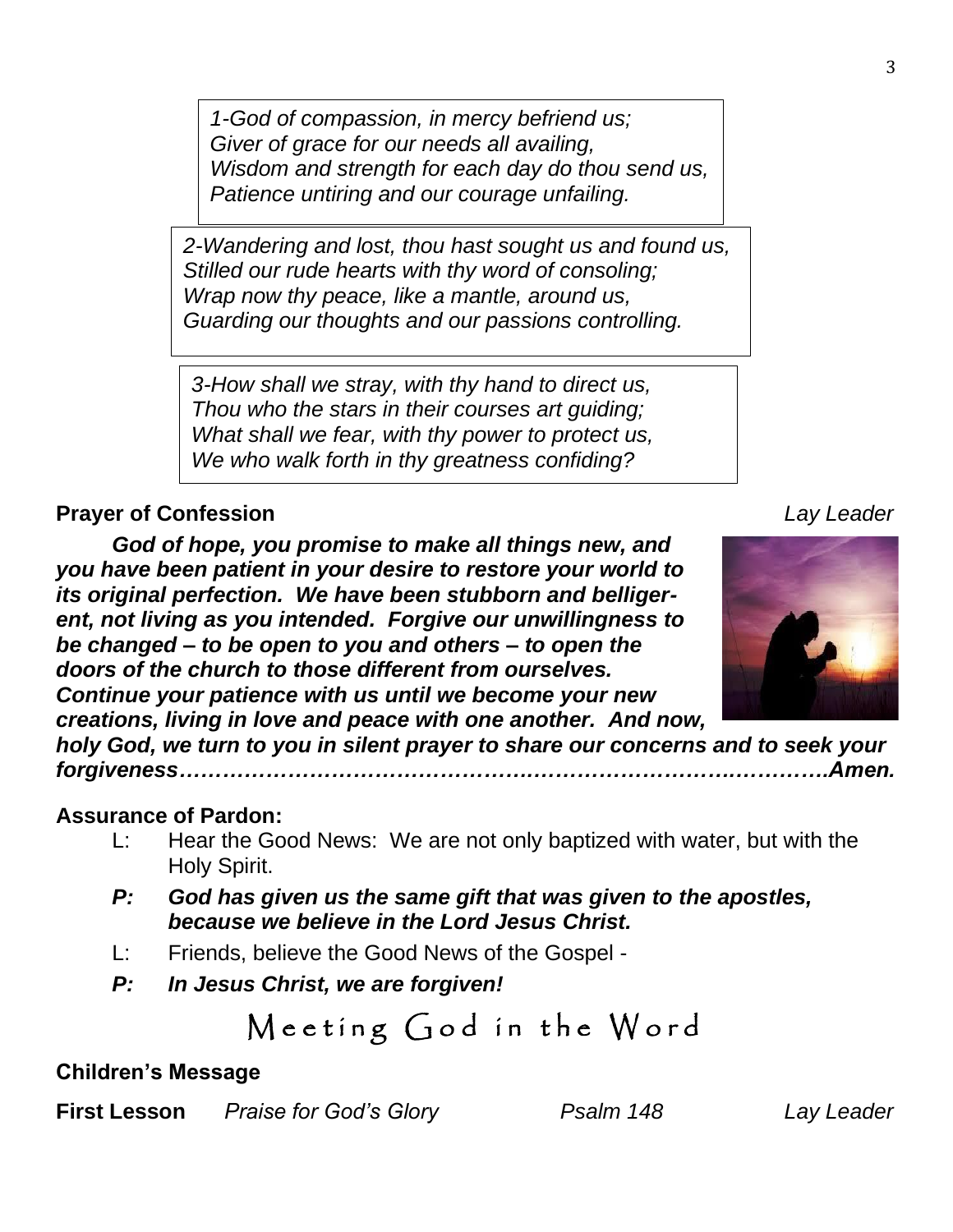*1-God of compassion, in mercy befriend us;*
*Giver of grace for our needs all availing,*
*Wisdom and strength for each day do thou send us,*
*Patience untiring and our courage unfailing.*

*2-Wandering and lost, thou hast sought us and found us,*
*Stilled our rude hearts with thy word of consoling;*
*Wrap now thy peace, like a mantle, around us,*
*Guarding our thoughts and our passions controlling.*

*3-How shall we stray, with thy hand to direct us,*
*Thou who the stars in their courses art guiding;*
*What shall we fear, with thy power to protect us,*
*We who walk forth in thy greatness confiding?*

**Prayer of Confession** *Lay Leader*

***God of hope, you promise to make all things new, and you have been patient in your desire to restore your world to its original perfection. We have been stubborn and belligerent, not living as you intended. Forgive our unwillingness to be changed – to be open to you and others – to open the doors of the church to those different from ourselves. Continue your patience with us until we become your new creations, living in love and peace with one another. And now, holy God, we turn to you in silent prayer to share our concerns and to seek your forgiveness……………………………………..……………………….………….Amen.***

**Assurance of Pardon:**

L: Hear the Good News: We are not only baptized with water, but with the Holy Spirit.

***P: God has given us the same gift that was given to the apostles, because we believe in the Lord Jesus Christ.***

L: Friends, believe the Good News of the Gospel -

***P: In Jesus Christ, we are forgiven!***

## Meeting God in the Word

**Children's Message**

**First Lesson** *Praise for God's Glory* *Psalm 148* *Lay Leader*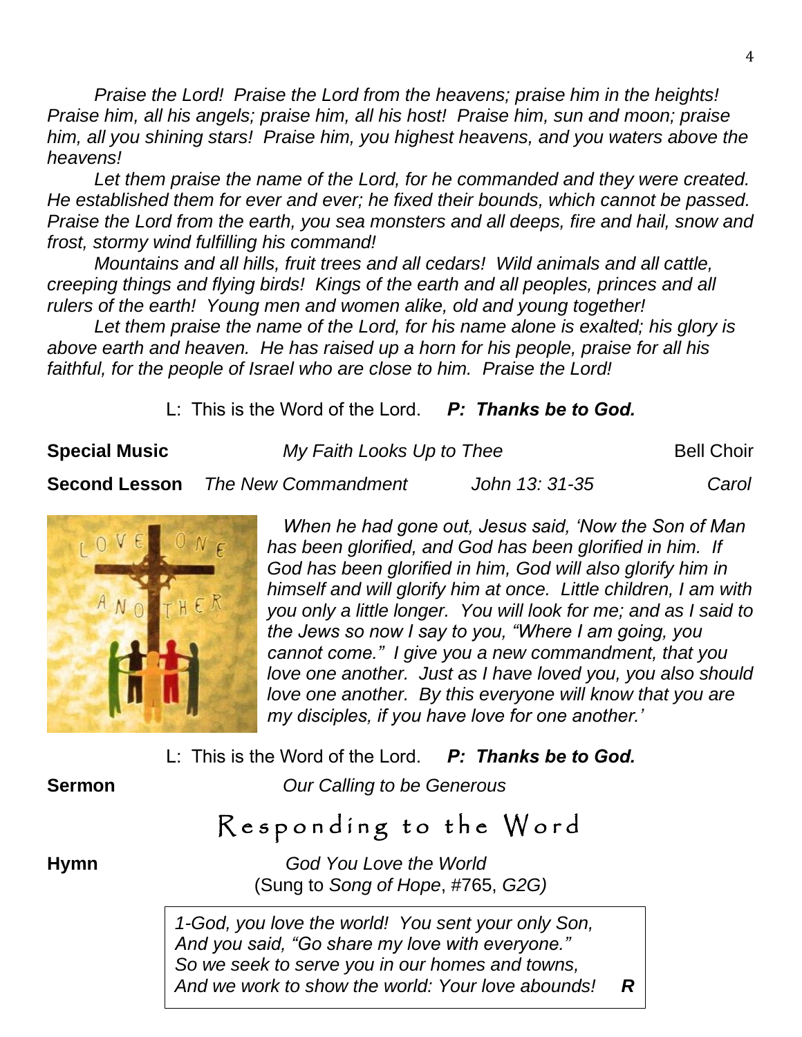*Praise the Lord! Praise the Lord from the heavens; praise him in the heights! Praise him, all his angels; praise him, all his host! Praise him, sun and moon; praise him, all you shining stars! Praise him, you highest heavens, and you waters above the heavens!*

*Let them praise the name of the Lord, for he commanded and they were created. He established them for ever and ever; he fixed their bounds, which cannot be passed. Praise the Lord from the earth, you sea monsters and all deeps, fire and hail, snow and frost, stormy wind fulfilling his command!*

*Mountains and all hills, fruit trees and all cedars! Wild animals and all cattle, creeping things and flying birds! Kings of the earth and all peoples, princes and all rulers of the earth! Young men and women alike, old and young together!*

*Let them praise the name of the Lord, for his name alone is exalted; his glory is above earth and heaven. He has raised up a horn for his people, praise for all his faithful, for the people of Israel who are close to him. Praise the Lord!*

L: This is the Word of the Lord. ***P: Thanks be to God.***

**Special Music** *My Faith Looks Up to Thee* Bell Choir

**Second Lesson** *The New Commandment* *John 13: 31-35* *Carol*

*When he had gone out, Jesus said, 'Now the Son of Man has been glorified, and God has been glorified in him. If God has been glorified in him, God will also glorify him in himself and will glorify him at once. Little children, I am with you only a little longer. You will look for me; and as I said to the Jews so now I say to you, "Where I am going, you cannot come." I give you a new commandment, that you love one another. Just as I have loved you, you also should love one another. By this everyone will know that you are my disciples, if you have love for one another.'*

L: This is the Word of the Lord. ***P: Thanks be to God.***

**Sermon** *Our Calling to be Generous*

# Responding to the Word

**Hymn** *God You Love the World*
(Sung to *Song of Hope*, #765, *G2G)*

*1-God, you love the world! You sent your only Son,*
*And you said, "Go share my love with everyone."*
*So we seek to serve you in our homes and towns,*
*And we work to show the world: Your love abounds!* ***R***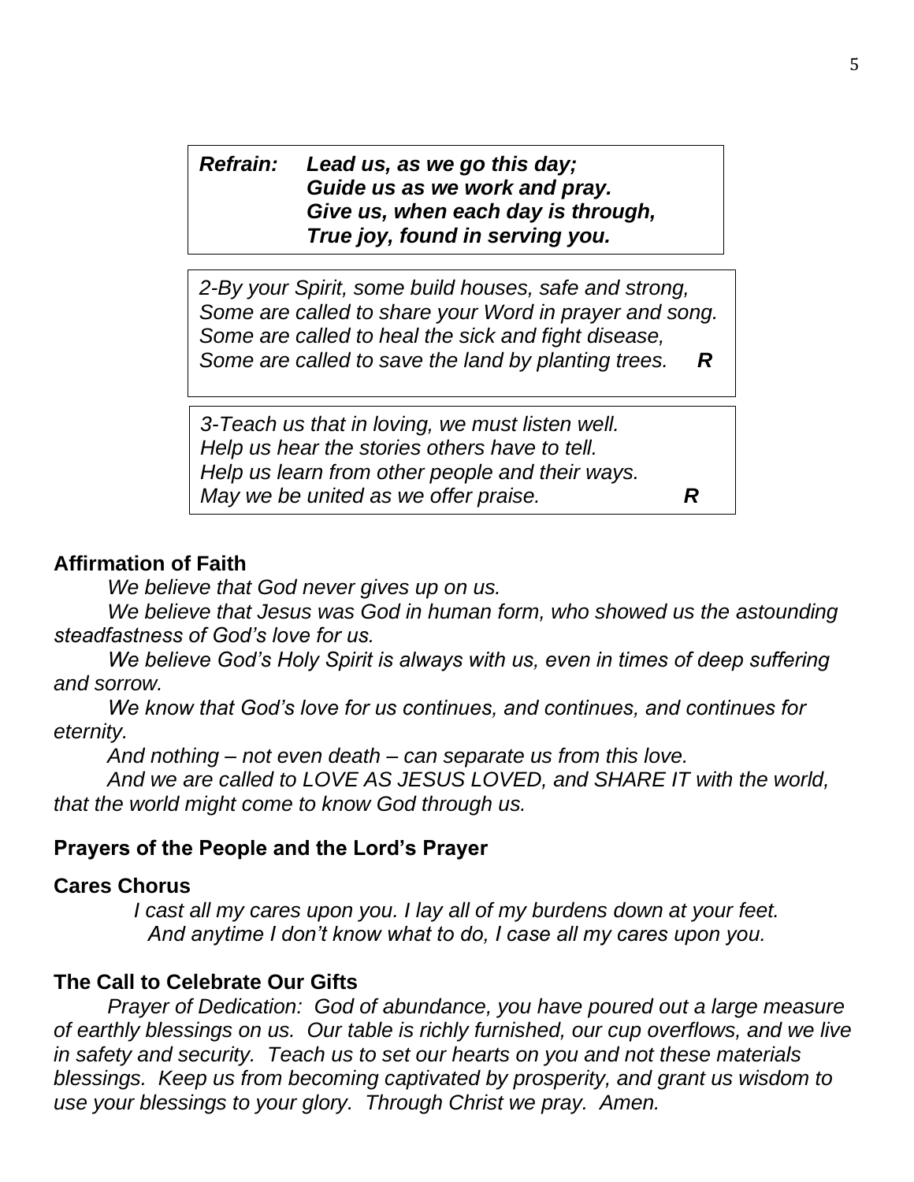***Refrain:*** ***Lead us, as we go this day;***
***Guide us as we work and pray.***
***Give us, when each day is through,***
***True joy, found in serving you.***

*2-By your Spirit, some build houses, safe and strong,*
*Some are called to share your Word in prayer and song.*
*Some are called to heal the sick and fight disease,*
*Some are called to save the land by planting trees.* ***R***

*3-Teach us that in loving, we must listen well.*
*Help us hear the stories others have to tell.*
*Help us learn from other people and their ways.*
*May we be united as we offer praise.* ***R***

**Affirmation of Faith**

*We believe that God never gives up on us.*

*We believe that Jesus was God in human form, who showed us the astounding steadfastness of God's love for us.*

*We believe God's Holy Spirit is always with us, even in times of deep suffering and sorrow.*

*We know that God's love for us continues, and continues, and continues for eternity.*

*And nothing – not even death – can separate us from this love.*

*And we are called to LOVE AS JESUS LOVED, and SHARE IT with the world, that the world might come to know God through us.*

**Prayers of the People and the Lord's Prayer**

**Cares Chorus**

*I cast all my cares upon you. I lay all of my burdens down at your feet.*
*And anytime I don't know what to do, I case all my cares upon you.*

**The Call to Celebrate Our Gifts**

*Prayer of Dedication: God of abundance, you have poured out a large measure of earthly blessings on us. Our table is richly furnished, our cup overflows, and we live in safety and security. Teach us to set our hearts on you and not these materials blessings. Keep us from becoming captivated by prosperity, and grant us wisdom to use your blessings to your glory. Through Christ we pray. Amen.*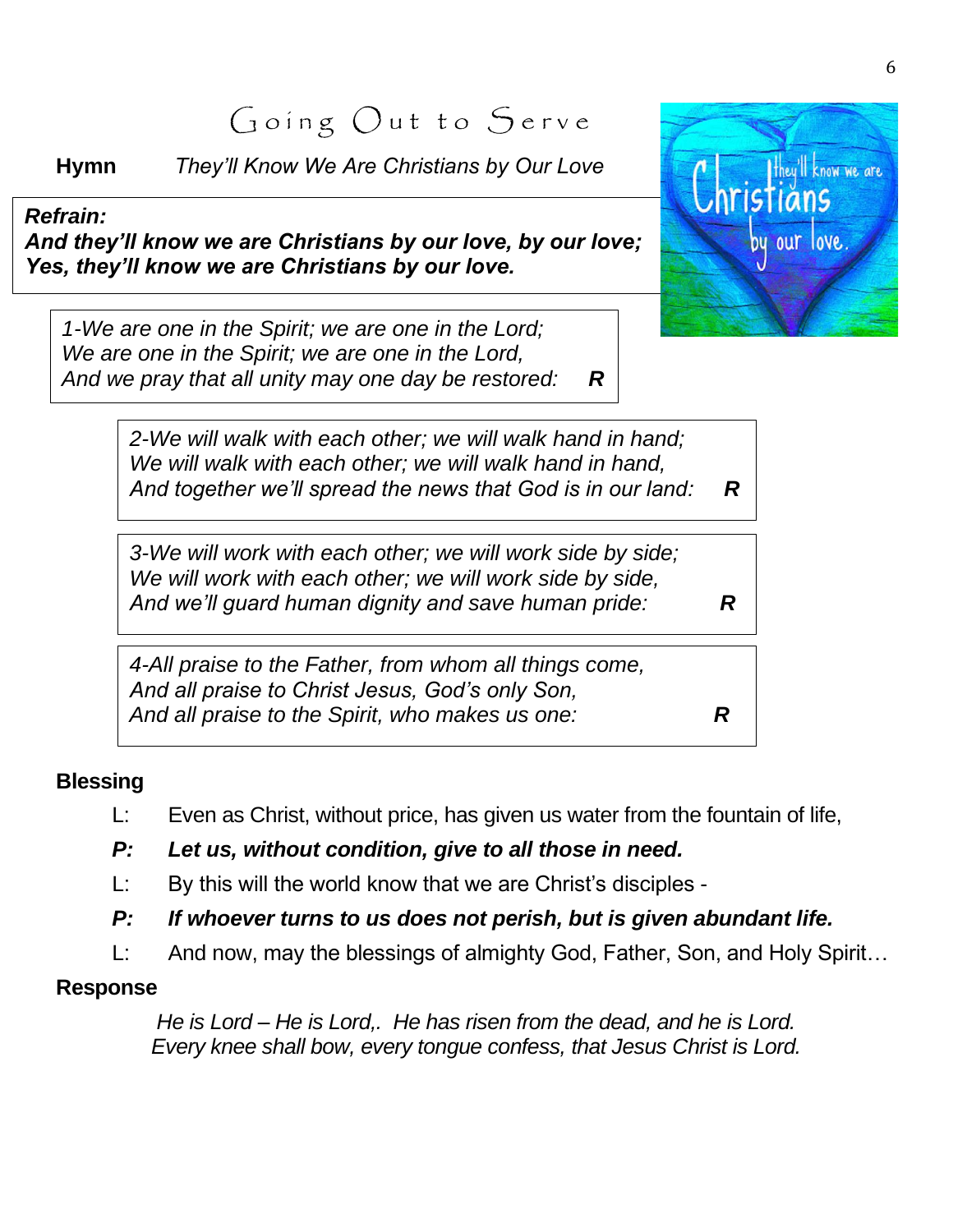# Going Out to Serve

**Hymn** *They'll Know We Are Christians by Our Love*

***Refrain:***
***And they'll know we are Christians by our love, by our love;***
***Yes, they'll know we are Christians by our love.***

*1-We are one in the Spirit; we are one in the Lord;*
*We are one in the Spirit; we are one in the Lord,*
*And we pray that all unity may one day be restored:* ***R***

*2-We will walk with each other; we will walk hand in hand;*
*We will walk with each other; we will walk hand in hand,*
*And together we'll spread the news that God is in our land:* ***R***

*3-We will work with each other; we will work side by side;*
*We will work with each other; we will work side by side,*
*And we'll guard human dignity and save human pride:* ***R***

*4-All praise to the Father, from whom all things come,*
*And all praise to Christ Jesus, God's only Son,*
*And all praise to the Spirit, who makes us one:* ***R***

**Blessing**

L: Even as Christ, without price, has given us water from the fountain of life,

***P: Let us, without condition, give to all those in need.***

L: By this will the world know that we are Christ's disciples -

***P: If whoever turns to us does not perish, but is given abundant life.***

L: And now, may the blessings of almighty God, Father, Son, and Holy Spirit…

**Response**

*He is Lord – He is Lord,. He has risen from the dead, and he is Lord.*
*Every knee shall bow, every tongue confess, that Jesus Christ is Lord.*